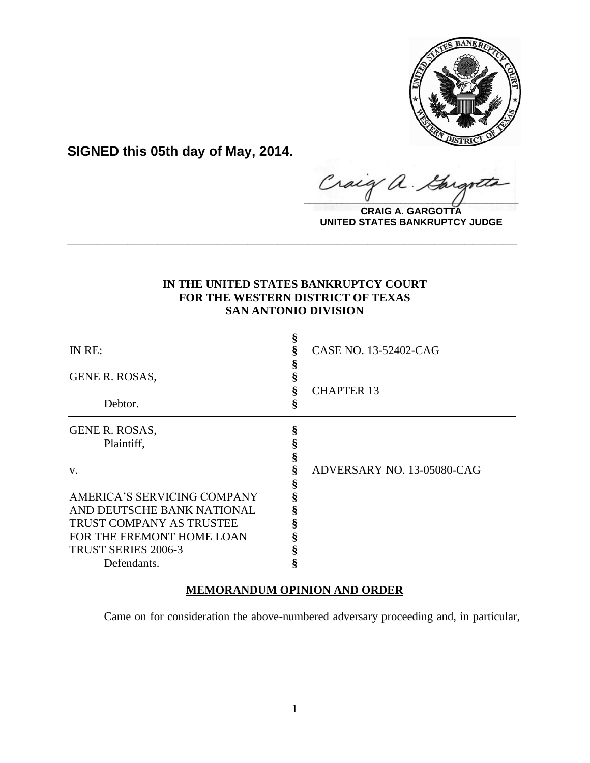**SIGNED this 05th day of May, 2014.**

**CRAIG A. GARGOTTA**
**UNITED STATES BANKRUPTCY JUDGE**

---

**IN THE UNITED STATES BANKRUPTCY COURT**
**FOR THE WESTERN DISTRICT OF TEXAS**
**SAN ANTONIO DIVISION**

| | | |
|---|---|---|
| IN RE: | § | CASE NO. 13-52402-CAG |
| | § | |
| GENE R. ROSAS, | § | |
| | § | CHAPTER 13 |
| Debtor. | § | |

| | | |
|---|---|---|
| GENE R. ROSAS, | § | |
| Plaintiff, | § | |
| | § | |
| v. | § | ADVERSARY NO. 13-05080-CAG |
| | § | |
| AMERICA'S SERVICING COMPANY | § | |
| AND DEUTSCHE BANK NATIONAL | § | |
| TRUST COMPANY AS TRUSTEE | § | |
| FOR THE FREMONT HOME LOAN | § | |
| TRUST SERIES 2006-3 | § | |
| Defendants. | § | |

**MEMORANDUM OPINION AND ORDER**

Came on for consideration the above-numbered adversary proceeding and, in particular,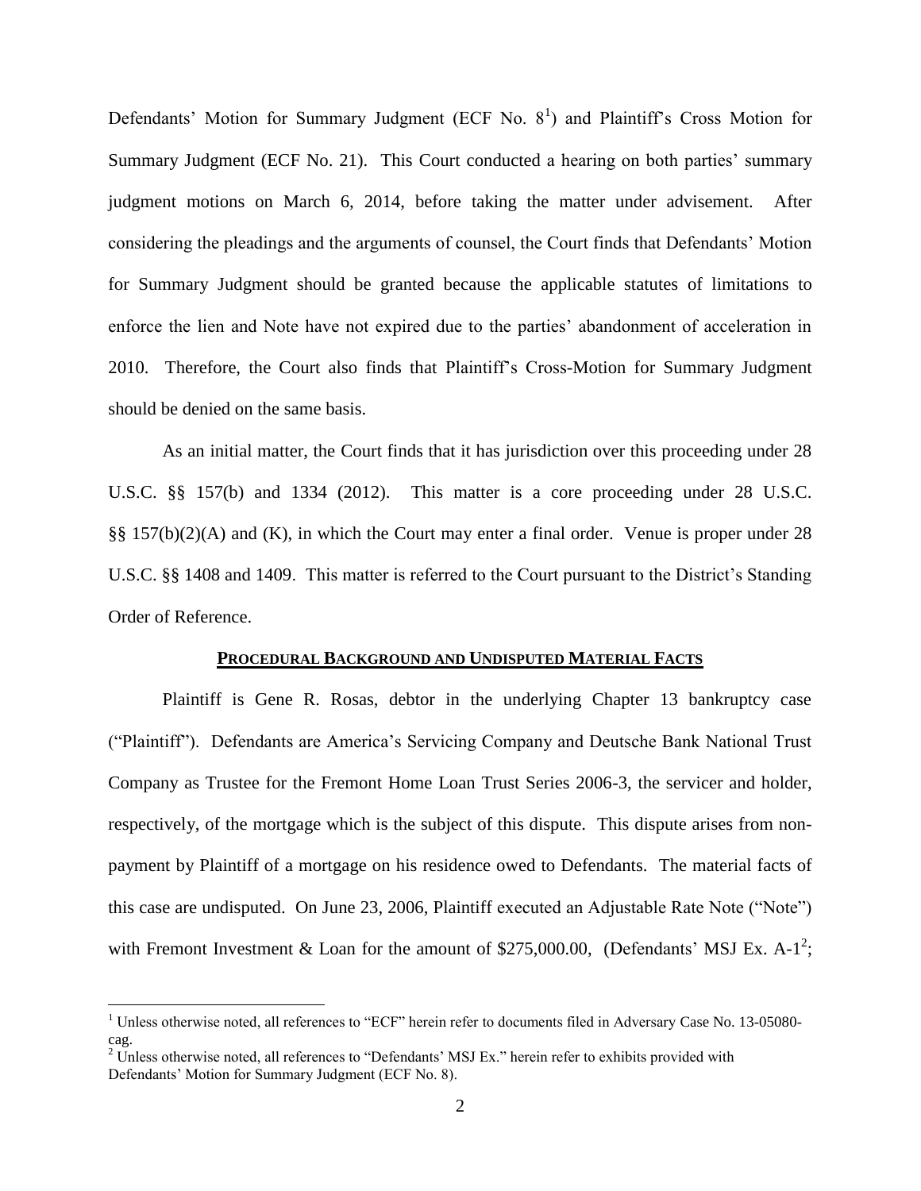Defendants' Motion for Summary Judgment (ECF No. 8[1]) and Plaintiff's Cross Motion for Summary Judgment (ECF No. 21). This Court conducted a hearing on both parties' summary judgment motions on March 6, 2014, before taking the matter under advisement. After considering the pleadings and the arguments of counsel, the Court finds that Defendants' Motion for Summary Judgment should be granted because the applicable statutes of limitations to enforce the lien and Note have not expired due to the parties' abandonment of acceleration in 2010. Therefore, the Court also finds that Plaintiff's Cross-Motion for Summary Judgment should be denied on the same basis.

As an initial matter, the Court finds that it has jurisdiction over this proceeding under 28 U.S.C. §§ 157(b) and 1334 (2012). This matter is a core proceeding under 28 U.S.C. §§ 157(b)(2)(A) and (K), in which the Court may enter a final order. Venue is proper under 28 U.S.C. §§ 1408 and 1409. This matter is referred to the Court pursuant to the District's Standing Order of Reference.

## PROCEDURAL BACKGROUND AND UNDISPUTED MATERIAL FACTS

Plaintiff is Gene R. Rosas, debtor in the underlying Chapter 13 bankruptcy case ("Plaintiff"). Defendants are America's Servicing Company and Deutsche Bank National Trust Company as Trustee for the Fremont Home Loan Trust Series 2006-3, the servicer and holder, respectively, of the mortgage which is the subject of this dispute. This dispute arises from non-payment by Plaintiff of a mortgage on his residence owed to Defendants. The material facts of this case are undisputed. On June 23, 2006, Plaintiff executed an Adjustable Rate Note ("Note") with Fremont Investment & Loan for the amount of $275,000.00, (Defendants' MSJ Ex. A-1[2];

---

[1] Unless otherwise noted, all references to "ECF" herein refer to documents filed in Adversary Case No. 13-05080-cag.

[2] Unless otherwise noted, all references to "Defendants' MSJ Ex." herein refer to exhibits provided with Defendants' Motion for Summary Judgment (ECF No. 8).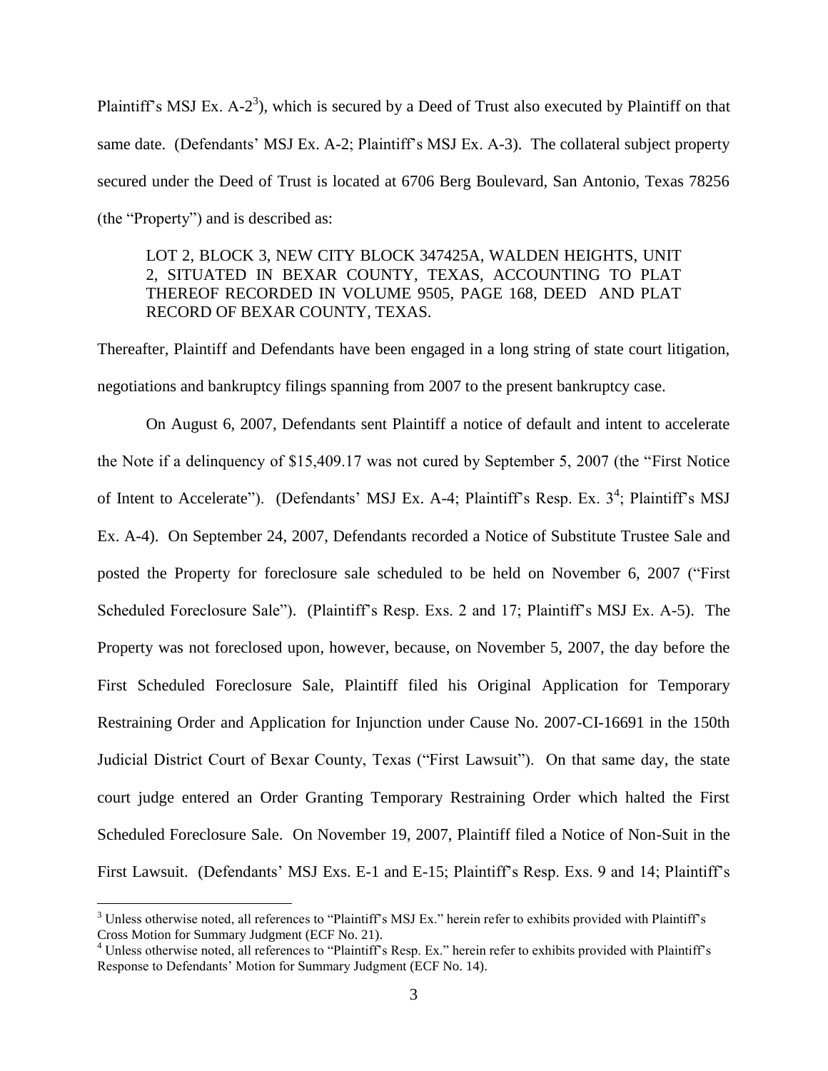Plaintiff's MSJ Ex. A-2[3]), which is secured by a Deed of Trust also executed by Plaintiff on that same date. (Defendants' MSJ Ex. A-2; Plaintiff's MSJ Ex. A-3). The collateral subject property secured under the Deed of Trust is located at 6706 Berg Boulevard, San Antonio, Texas 78256 (the "Property") and is described as:

> LOT 2, BLOCK 3, NEW CITY BLOCK 347425A, WALDEN HEIGHTS, UNIT 2, SITUATED IN BEXAR COUNTY, TEXAS, ACCOUNTING TO PLAT THEREOF RECORDED IN VOLUME 9505, PAGE 168, DEED AND PLAT RECORD OF BEXAR COUNTY, TEXAS.

Thereafter, Plaintiff and Defendants have been engaged in a long string of state court litigation, negotiations and bankruptcy filings spanning from 2007 to the present bankruptcy case.

On August 6, 2007, Defendants sent Plaintiff a notice of default and intent to accelerate the Note if a delinquency of $15,409.17 was not cured by September 5, 2007 (the "First Notice of Intent to Accelerate"). (Defendants' MSJ Ex. A-4; Plaintiff's Resp. Ex. 3[4]; Plaintiff's MSJ Ex. A-4). On September 24, 2007, Defendants recorded a Notice of Substitute Trustee Sale and posted the Property for foreclosure sale scheduled to be held on November 6, 2007 ("First Scheduled Foreclosure Sale"). (Plaintiff's Resp. Exs. 2 and 17; Plaintiff's MSJ Ex. A-5). The Property was not foreclosed upon, however, because, on November 5, 2007, the day before the First Scheduled Foreclosure Sale, Plaintiff filed his Original Application for Temporary Restraining Order and Application for Injunction under Cause No. 2007-CI-16691 in the 150th Judicial District Court of Bexar County, Texas ("First Lawsuit"). On that same day, the state court judge entered an Order Granting Temporary Restraining Order which halted the First Scheduled Foreclosure Sale. On November 19, 2007, Plaintiff filed a Notice of Non-Suit in the First Lawsuit. (Defendants' MSJ Exs. E-1 and E-15; Plaintiff's Resp. Exs. 9 and 14; Plaintiff's

---

[3] Unless otherwise noted, all references to "Plaintiff's MSJ Ex." herein refer to exhibits provided with Plaintiff's Cross Motion for Summary Judgment (ECF No. 21).

[4] Unless otherwise noted, all references to "Plaintiff's Resp. Ex." herein refer to exhibits provided with Plaintiff's Response to Defendants' Motion for Summary Judgment (ECF No. 14).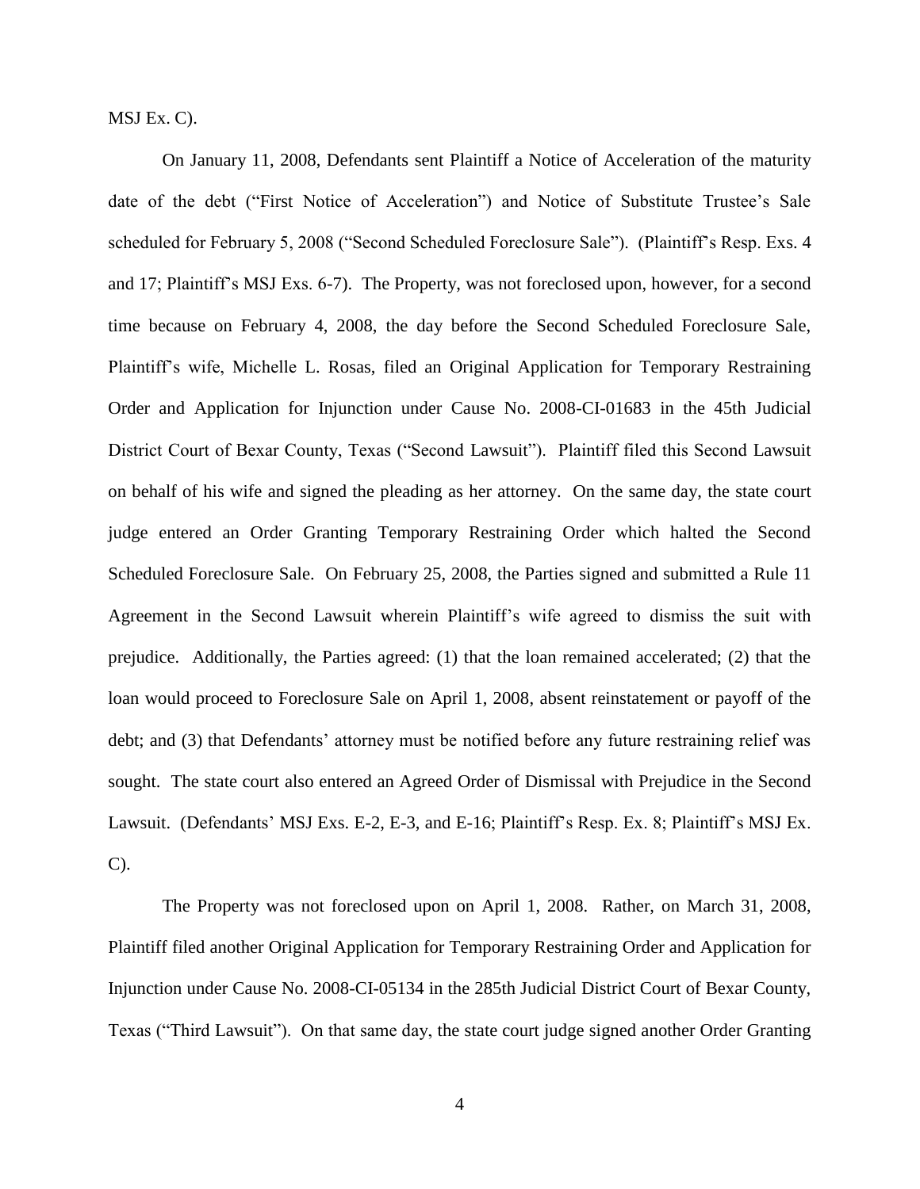MSJ Ex. C).

On January 11, 2008, Defendants sent Plaintiff a Notice of Acceleration of the maturity date of the debt ("First Notice of Acceleration") and Notice of Substitute Trustee's Sale scheduled for February 5, 2008 ("Second Scheduled Foreclosure Sale"). (Plaintiff's Resp. Exs. 4 and 17; Plaintiff's MSJ Exs. 6-7). The Property, was not foreclosed upon, however, for a second time because on February 4, 2008, the day before the Second Scheduled Foreclosure Sale, Plaintiff's wife, Michelle L. Rosas, filed an Original Application for Temporary Restraining Order and Application for Injunction under Cause No. 2008-CI-01683 in the 45th Judicial District Court of Bexar County, Texas ("Second Lawsuit"). Plaintiff filed this Second Lawsuit on behalf of his wife and signed the pleading as her attorney. On the same day, the state court judge entered an Order Granting Temporary Restraining Order which halted the Second Scheduled Foreclosure Sale. On February 25, 2008, the Parties signed and submitted a Rule 11 Agreement in the Second Lawsuit wherein Plaintiff's wife agreed to dismiss the suit with prejudice. Additionally, the Parties agreed: (1) that the loan remained accelerated; (2) that the loan would proceed to Foreclosure Sale on April 1, 2008, absent reinstatement or payoff of the debt; and (3) that Defendants' attorney must be notified before any future restraining relief was sought. The state court also entered an Agreed Order of Dismissal with Prejudice in the Second Lawsuit. (Defendants' MSJ Exs. E-2, E-3, and E-16; Plaintiff's Resp. Ex. 8; Plaintiff's MSJ Ex. C).

The Property was not foreclosed upon on April 1, 2008. Rather, on March 31, 2008, Plaintiff filed another Original Application for Temporary Restraining Order and Application for Injunction under Cause No. 2008-CI-05134 in the 285th Judicial District Court of Bexar County, Texas ("Third Lawsuit"). On that same day, the state court judge signed another Order Granting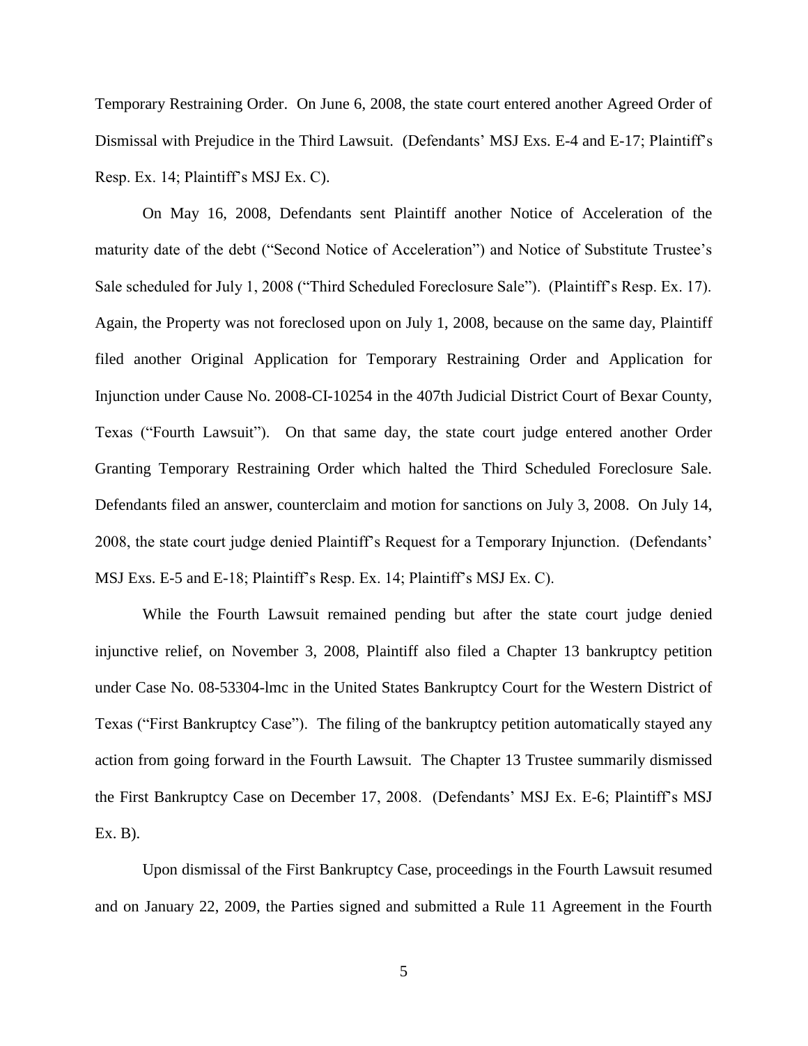Temporary Restraining Order. On June 6, 2008, the state court entered another Agreed Order of Dismissal with Prejudice in the Third Lawsuit. (Defendants' MSJ Exs. E-4 and E-17; Plaintiff's Resp. Ex. 14; Plaintiff's MSJ Ex. C).

On May 16, 2008, Defendants sent Plaintiff another Notice of Acceleration of the maturity date of the debt ("Second Notice of Acceleration") and Notice of Substitute Trustee's Sale scheduled for July 1, 2008 ("Third Scheduled Foreclosure Sale"). (Plaintiff's Resp. Ex. 17). Again, the Property was not foreclosed upon on July 1, 2008, because on the same day, Plaintiff filed another Original Application for Temporary Restraining Order and Application for Injunction under Cause No. 2008-CI-10254 in the 407th Judicial District Court of Bexar County, Texas ("Fourth Lawsuit"). On that same day, the state court judge entered another Order Granting Temporary Restraining Order which halted the Third Scheduled Foreclosure Sale. Defendants filed an answer, counterclaim and motion for sanctions on July 3, 2008. On July 14, 2008, the state court judge denied Plaintiff's Request for a Temporary Injunction. (Defendants' MSJ Exs. E-5 and E-18; Plaintiff's Resp. Ex. 14; Plaintiff's MSJ Ex. C).

While the Fourth Lawsuit remained pending but after the state court judge denied injunctive relief, on November 3, 2008, Plaintiff also filed a Chapter 13 bankruptcy petition under Case No. 08-53304-lmc in the United States Bankruptcy Court for the Western District of Texas ("First Bankruptcy Case"). The filing of the bankruptcy petition automatically stayed any action from going forward in the Fourth Lawsuit. The Chapter 13 Trustee summarily dismissed the First Bankruptcy Case on December 17, 2008. (Defendants' MSJ Ex. E-6; Plaintiff's MSJ Ex. B).

Upon dismissal of the First Bankruptcy Case, proceedings in the Fourth Lawsuit resumed and on January 22, 2009, the Parties signed and submitted a Rule 11 Agreement in the Fourth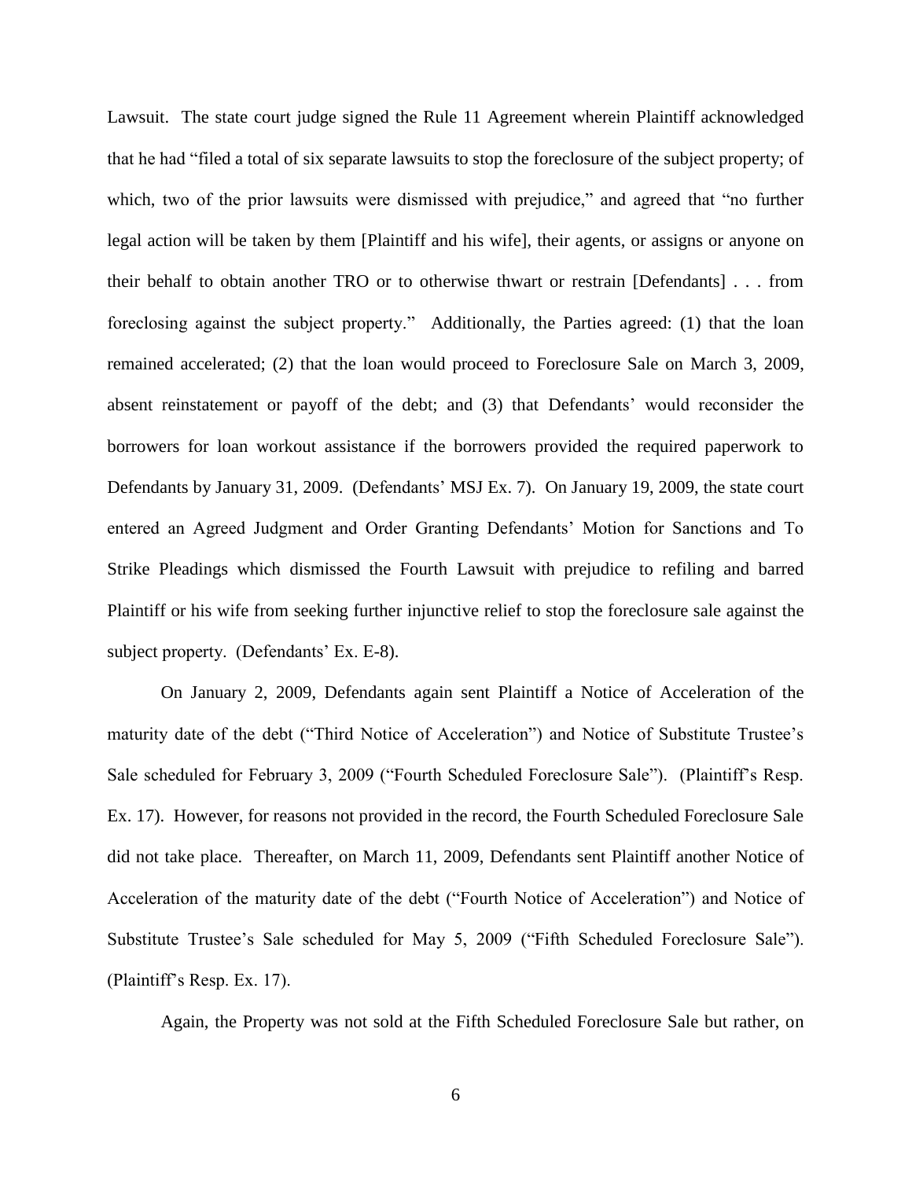Lawsuit. The state court judge signed the Rule 11 Agreement wherein Plaintiff acknowledged that he had "filed a total of six separate lawsuits to stop the foreclosure of the subject property; of which, two of the prior lawsuits were dismissed with prejudice," and agreed that "no further legal action will be taken by them [Plaintiff and his wife], their agents, or assigns or anyone on their behalf to obtain another TRO or to otherwise thwart or restrain [Defendants] . . . from foreclosing against the subject property." Additionally, the Parties agreed: (1) that the loan remained accelerated; (2) that the loan would proceed to Foreclosure Sale on March 3, 2009, absent reinstatement or payoff of the debt; and (3) that Defendants' would reconsider the borrowers for loan workout assistance if the borrowers provided the required paperwork to Defendants by January 31, 2009. (Defendants' MSJ Ex. 7). On January 19, 2009, the state court entered an Agreed Judgment and Order Granting Defendants' Motion for Sanctions and To Strike Pleadings which dismissed the Fourth Lawsuit with prejudice to refiling and barred Plaintiff or his wife from seeking further injunctive relief to stop the foreclosure sale against the subject property. (Defendants' Ex. E-8).

On January 2, 2009, Defendants again sent Plaintiff a Notice of Acceleration of the maturity date of the debt ("Third Notice of Acceleration") and Notice of Substitute Trustee's Sale scheduled for February 3, 2009 ("Fourth Scheduled Foreclosure Sale"). (Plaintiff's Resp. Ex. 17). However, for reasons not provided in the record, the Fourth Scheduled Foreclosure Sale did not take place. Thereafter, on March 11, 2009, Defendants sent Plaintiff another Notice of Acceleration of the maturity date of the debt ("Fourth Notice of Acceleration") and Notice of Substitute Trustee's Sale scheduled for May 5, 2009 ("Fifth Scheduled Foreclosure Sale"). (Plaintiff's Resp. Ex. 17).

Again, the Property was not sold at the Fifth Scheduled Foreclosure Sale but rather, on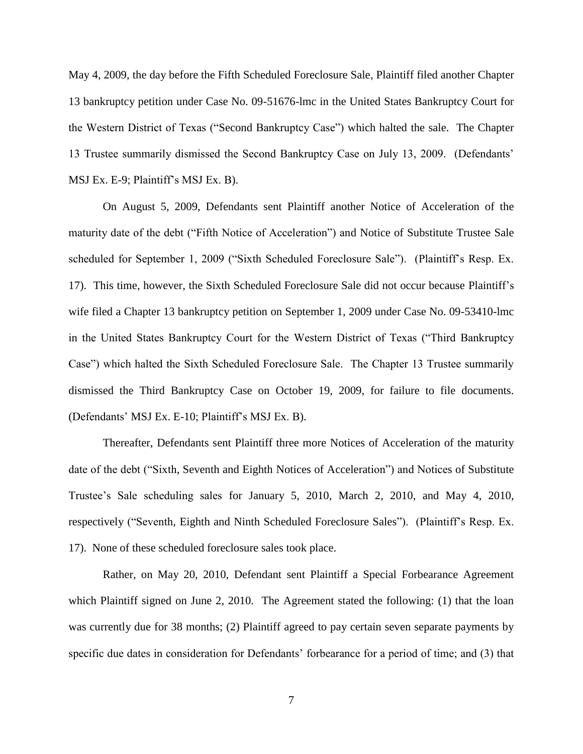May 4, 2009, the day before the Fifth Scheduled Foreclosure Sale, Plaintiff filed another Chapter 13 bankruptcy petition under Case No. 09-51676-lmc in the United States Bankruptcy Court for the Western District of Texas ("Second Bankruptcy Case") which halted the sale. The Chapter 13 Trustee summarily dismissed the Second Bankruptcy Case on July 13, 2009. (Defendants' MSJ Ex. E-9; Plaintiff's MSJ Ex. B).

On August 5, 2009, Defendants sent Plaintiff another Notice of Acceleration of the maturity date of the debt ("Fifth Notice of Acceleration") and Notice of Substitute Trustee Sale scheduled for September 1, 2009 ("Sixth Scheduled Foreclosure Sale"). (Plaintiff's Resp. Ex. 17). This time, however, the Sixth Scheduled Foreclosure Sale did not occur because Plaintiff's wife filed a Chapter 13 bankruptcy petition on September 1, 2009 under Case No. 09-53410-lmc in the United States Bankruptcy Court for the Western District of Texas ("Third Bankruptcy Case") which halted the Sixth Scheduled Foreclosure Sale. The Chapter 13 Trustee summarily dismissed the Third Bankruptcy Case on October 19, 2009, for failure to file documents. (Defendants' MSJ Ex. E-10; Plaintiff's MSJ Ex. B).

Thereafter, Defendants sent Plaintiff three more Notices of Acceleration of the maturity date of the debt ("Sixth, Seventh and Eighth Notices of Acceleration") and Notices of Substitute Trustee's Sale scheduling sales for January 5, 2010, March 2, 2010, and May 4, 2010, respectively ("Seventh, Eighth and Ninth Scheduled Foreclosure Sales"). (Plaintiff's Resp. Ex. 17). None of these scheduled foreclosure sales took place.

Rather, on May 20, 2010, Defendant sent Plaintiff a Special Forbearance Agreement which Plaintiff signed on June 2, 2010. The Agreement stated the following: (1) that the loan was currently due for 38 months; (2) Plaintiff agreed to pay certain seven separate payments by specific due dates in consideration for Defendants' forbearance for a period of time; and (3) that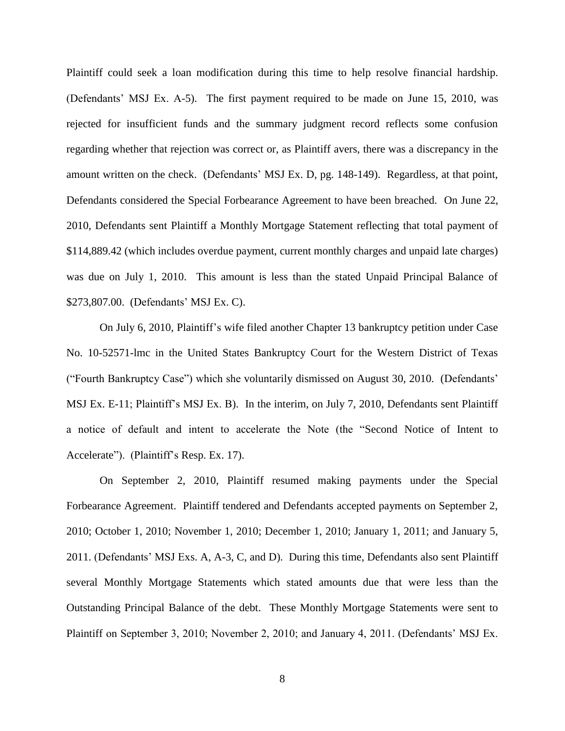Plaintiff could seek a loan modification during this time to help resolve financial hardship. (Defendants' MSJ Ex. A-5). The first payment required to be made on June 15, 2010, was rejected for insufficient funds and the summary judgment record reflects some confusion regarding whether that rejection was correct or, as Plaintiff avers, there was a discrepancy in the amount written on the check. (Defendants' MSJ Ex. D, pg. 148-149). Regardless, at that point, Defendants considered the Special Forbearance Agreement to have been breached. On June 22, 2010, Defendants sent Plaintiff a Monthly Mortgage Statement reflecting that total payment of $114,889.42 (which includes overdue payment, current monthly charges and unpaid late charges) was due on July 1, 2010. This amount is less than the stated Unpaid Principal Balance of $273,807.00. (Defendants' MSJ Ex. C).

On July 6, 2010, Plaintiff's wife filed another Chapter 13 bankruptcy petition under Case No. 10-52571-lmc in the United States Bankruptcy Court for the Western District of Texas ("Fourth Bankruptcy Case") which she voluntarily dismissed on August 30, 2010. (Defendants' MSJ Ex. E-11; Plaintiff's MSJ Ex. B). In the interim, on July 7, 2010, Defendants sent Plaintiff a notice of default and intent to accelerate the Note (the "Second Notice of Intent to Accelerate"). (Plaintiff's Resp. Ex. 17).

On September 2, 2010, Plaintiff resumed making payments under the Special Forbearance Agreement. Plaintiff tendered and Defendants accepted payments on September 2, 2010; October 1, 2010; November 1, 2010; December 1, 2010; January 1, 2011; and January 5, 2011. (Defendants' MSJ Exs. A, A-3, C, and D). During this time, Defendants also sent Plaintiff several Monthly Mortgage Statements which stated amounts due that were less than the Outstanding Principal Balance of the debt. These Monthly Mortgage Statements were sent to Plaintiff on September 3, 2010; November 2, 2010; and January 4, 2011. (Defendants' MSJ Ex.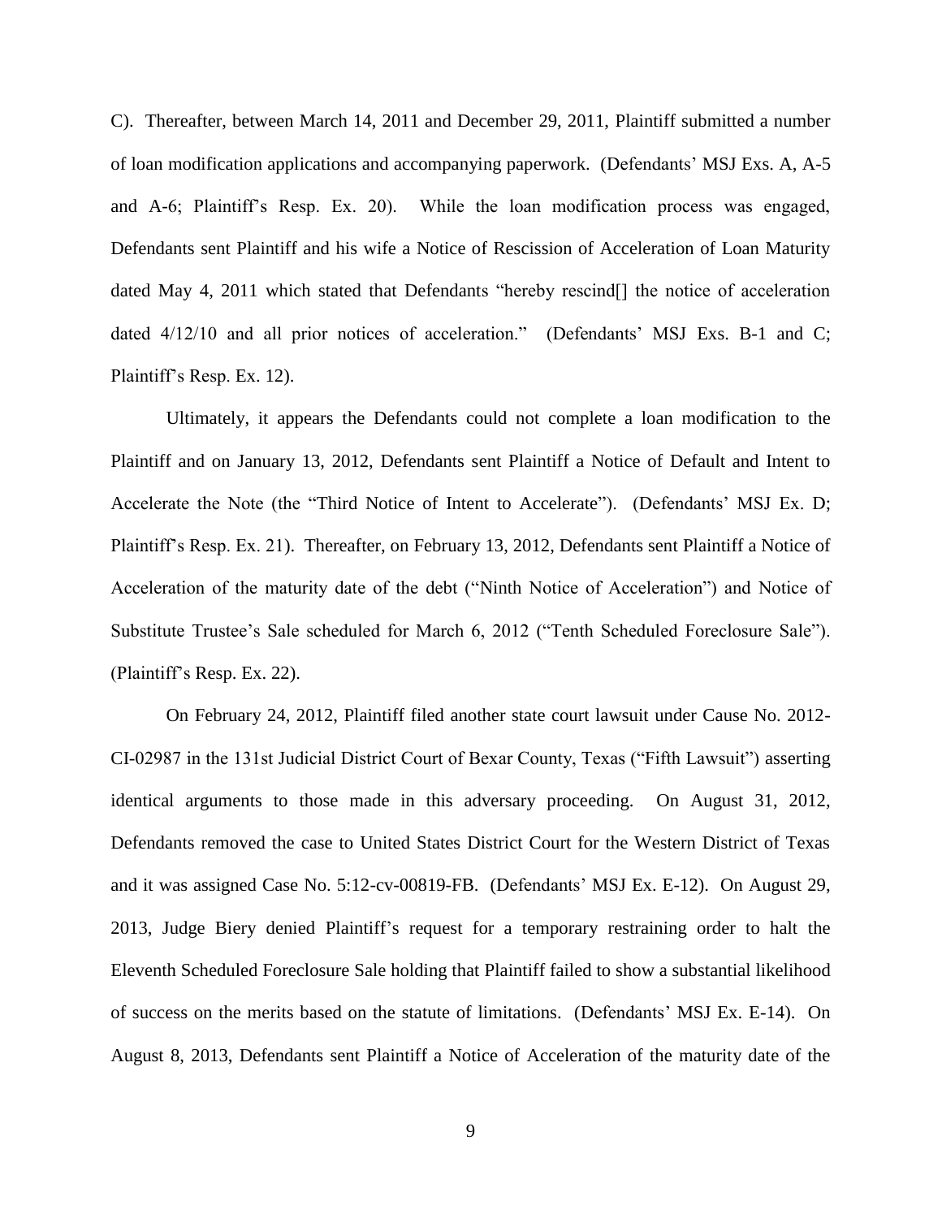C). Thereafter, between March 14, 2011 and December 29, 2011, Plaintiff submitted a number of loan modification applications and accompanying paperwork. (Defendants' MSJ Exs. A, A-5 and A-6; Plaintiff's Resp. Ex. 20). While the loan modification process was engaged, Defendants sent Plaintiff and his wife a Notice of Rescission of Acceleration of Loan Maturity dated May 4, 2011 which stated that Defendants "hereby rescind[] the notice of acceleration dated 4/12/10 and all prior notices of acceleration." (Defendants' MSJ Exs. B-1 and C; Plaintiff's Resp. Ex. 12).

Ultimately, it appears the Defendants could not complete a loan modification to the Plaintiff and on January 13, 2012, Defendants sent Plaintiff a Notice of Default and Intent to Accelerate the Note (the "Third Notice of Intent to Accelerate"). (Defendants' MSJ Ex. D; Plaintiff's Resp. Ex. 21). Thereafter, on February 13, 2012, Defendants sent Plaintiff a Notice of Acceleration of the maturity date of the debt ("Ninth Notice of Acceleration") and Notice of Substitute Trustee's Sale scheduled for March 6, 2012 ("Tenth Scheduled Foreclosure Sale"). (Plaintiff's Resp. Ex. 22).

On February 24, 2012, Plaintiff filed another state court lawsuit under Cause No. 2012-CI-02987 in the 131st Judicial District Court of Bexar County, Texas ("Fifth Lawsuit") asserting identical arguments to those made in this adversary proceeding. On August 31, 2012, Defendants removed the case to United States District Court for the Western District of Texas and it was assigned Case No. 5:12-cv-00819-FB. (Defendants' MSJ Ex. E-12). On August 29, 2013, Judge Biery denied Plaintiff's request for a temporary restraining order to halt the Eleventh Scheduled Foreclosure Sale holding that Plaintiff failed to show a substantial likelihood of success on the merits based on the statute of limitations. (Defendants' MSJ Ex. E-14). On August 8, 2013, Defendants sent Plaintiff a Notice of Acceleration of the maturity date of the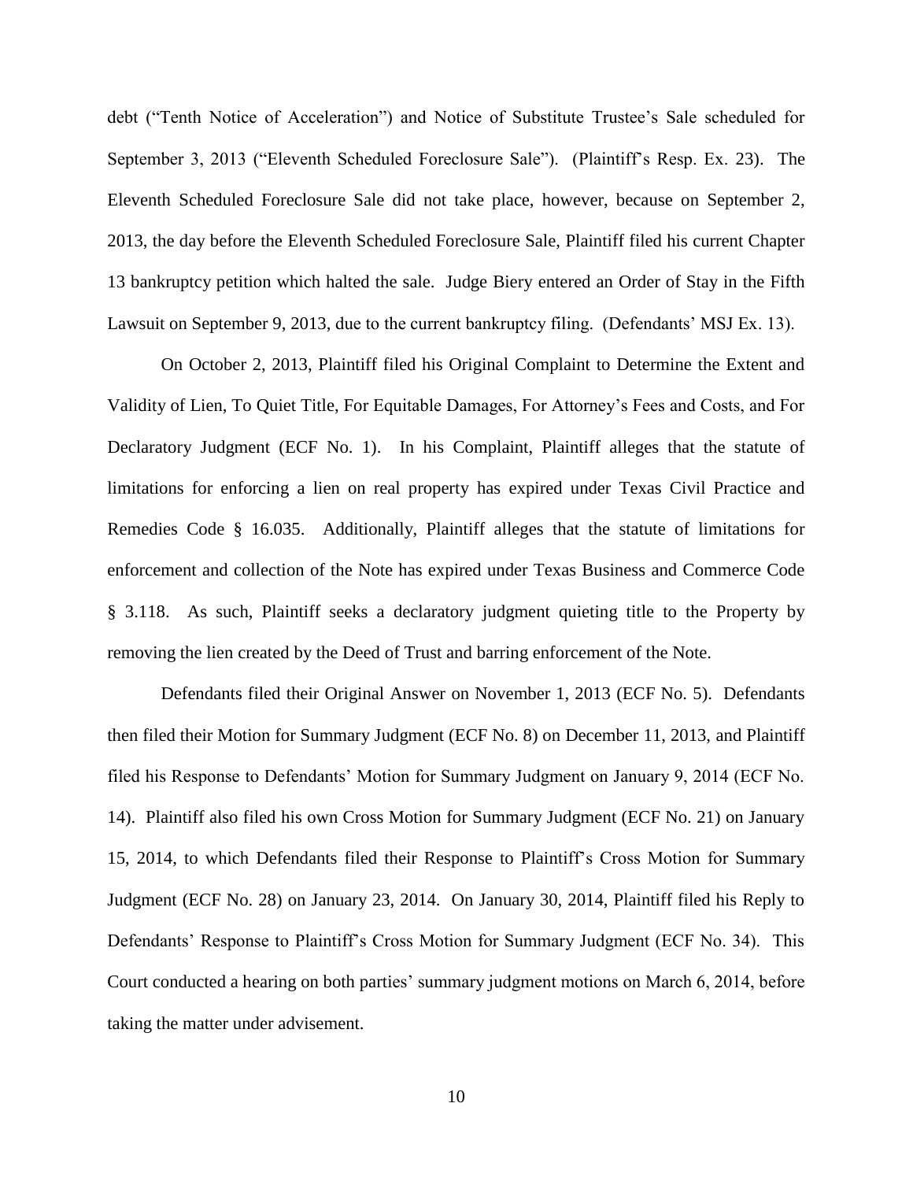debt ("Tenth Notice of Acceleration") and Notice of Substitute Trustee's Sale scheduled for September 3, 2013 ("Eleventh Scheduled Foreclosure Sale"). (Plaintiff's Resp. Ex. 23). The Eleventh Scheduled Foreclosure Sale did not take place, however, because on September 2, 2013, the day before the Eleventh Scheduled Foreclosure Sale, Plaintiff filed his current Chapter 13 bankruptcy petition which halted the sale. Judge Biery entered an Order of Stay in the Fifth Lawsuit on September 9, 2013, due to the current bankruptcy filing. (Defendants' MSJ Ex. 13).

On October 2, 2013, Plaintiff filed his Original Complaint to Determine the Extent and Validity of Lien, To Quiet Title, For Equitable Damages, For Attorney's Fees and Costs, and For Declaratory Judgment (ECF No. 1). In his Complaint, Plaintiff alleges that the statute of limitations for enforcing a lien on real property has expired under Texas Civil Practice and Remedies Code § 16.035. Additionally, Plaintiff alleges that the statute of limitations for enforcement and collection of the Note has expired under Texas Business and Commerce Code § 3.118. As such, Plaintiff seeks a declaratory judgment quieting title to the Property by removing the lien created by the Deed of Trust and barring enforcement of the Note.

Defendants filed their Original Answer on November 1, 2013 (ECF No. 5). Defendants then filed their Motion for Summary Judgment (ECF No. 8) on December 11, 2013, and Plaintiff filed his Response to Defendants' Motion for Summary Judgment on January 9, 2014 (ECF No. 14). Plaintiff also filed his own Cross Motion for Summary Judgment (ECF No. 21) on January 15, 2014, to which Defendants filed their Response to Plaintiff's Cross Motion for Summary Judgment (ECF No. 28) on January 23, 2014. On January 30, 2014, Plaintiff filed his Reply to Defendants' Response to Plaintiff's Cross Motion for Summary Judgment (ECF No. 34). This Court conducted a hearing on both parties' summary judgment motions on March 6, 2014, before taking the matter under advisement.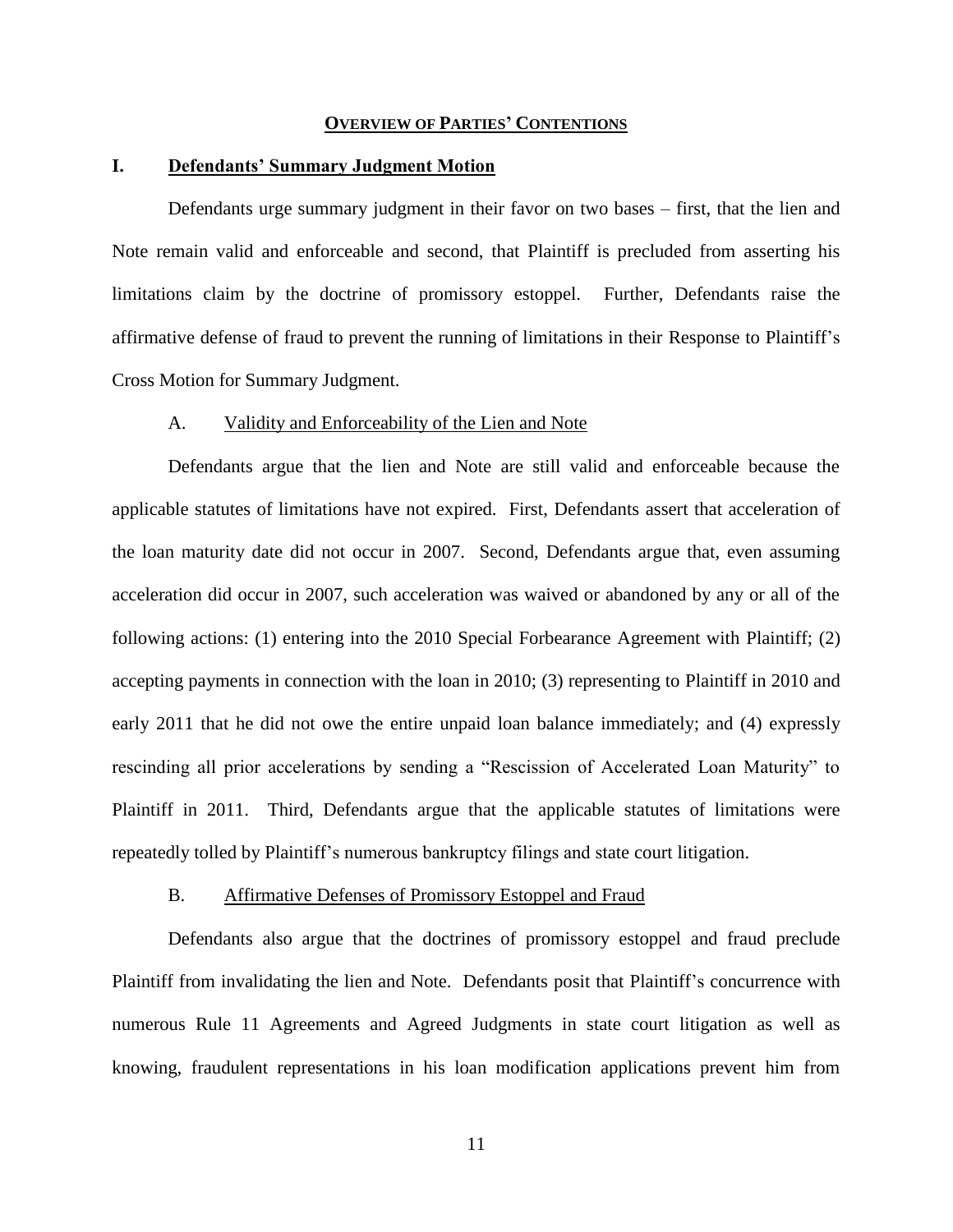## **OVERVIEW OF PARTIES' CONTENTIONS**

### **I. Defendants' Summary Judgment Motion**

Defendants urge summary judgment in their favor on two bases – first, that the lien and Note remain valid and enforceable and second, that Plaintiff is precluded from asserting his limitations claim by the doctrine of promissory estoppel. Further, Defendants raise the affirmative defense of fraud to prevent the running of limitations in their Response to Plaintiff's Cross Motion for Summary Judgment.

#### A. Validity and Enforceability of the Lien and Note

Defendants argue that the lien and Note are still valid and enforceable because the applicable statutes of limitations have not expired. First, Defendants assert that acceleration of the loan maturity date did not occur in 2007. Second, Defendants argue that, even assuming acceleration did occur in 2007, such acceleration was waived or abandoned by any or all of the following actions: (1) entering into the 2010 Special Forbearance Agreement with Plaintiff; (2) accepting payments in connection with the loan in 2010; (3) representing to Plaintiff in 2010 and early 2011 that he did not owe the entire unpaid loan balance immediately; and (4) expressly rescinding all prior accelerations by sending a "Rescission of Accelerated Loan Maturity" to Plaintiff in 2011. Third, Defendants argue that the applicable statutes of limitations were repeatedly tolled by Plaintiff's numerous bankruptcy filings and state court litigation.

#### B. Affirmative Defenses of Promissory Estoppel and Fraud

Defendants also argue that the doctrines of promissory estoppel and fraud preclude Plaintiff from invalidating the lien and Note. Defendants posit that Plaintiff's concurrence with numerous Rule 11 Agreements and Agreed Judgments in state court litigation as well as knowing, fraudulent representations in his loan modification applications prevent him from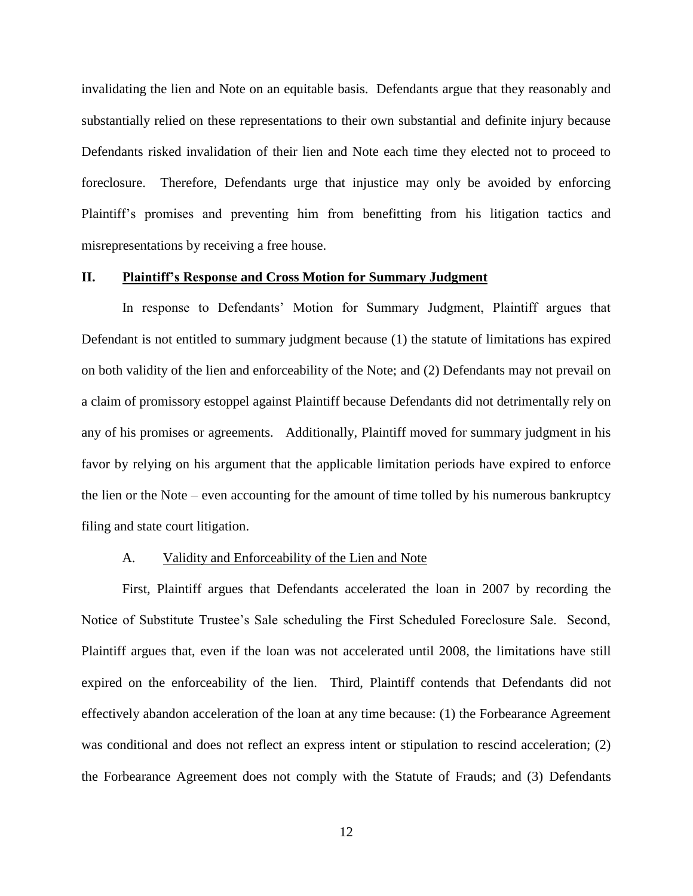invalidating the lien and Note on an equitable basis. Defendants argue that they reasonably and substantially relied on these representations to their own substantial and definite injury because Defendants risked invalidation of their lien and Note each time they elected not to proceed to foreclosure. Therefore, Defendants urge that injustice may only be avoided by enforcing Plaintiff's promises and preventing him from benefitting from his litigation tactics and misrepresentations by receiving a free house.

## II. <u>Plaintiff's Response and Cross Motion for Summary Judgment</u>

In response to Defendants' Motion for Summary Judgment, Plaintiff argues that Defendant is not entitled to summary judgment because (1) the statute of limitations has expired on both validity of the lien and enforceability of the Note; and (2) Defendants may not prevail on a claim of promissory estoppel against Plaintiff because Defendants did not detrimentally rely on any of his promises or agreements. Additionally, Plaintiff moved for summary judgment in his favor by relying on his argument that the applicable limitation periods have expired to enforce the lien or the Note – even accounting for the amount of time tolled by his numerous bankruptcy filing and state court litigation.

### A. <u>Validity and Enforceability of the Lien and Note</u>

First, Plaintiff argues that Defendants accelerated the loan in 2007 by recording the Notice of Substitute Trustee's Sale scheduling the First Scheduled Foreclosure Sale. Second, Plaintiff argues that, even if the loan was not accelerated until 2008, the limitations have still expired on the enforceability of the lien. Third, Plaintiff contends that Defendants did not effectively abandon acceleration of the loan at any time because: (1) the Forbearance Agreement was conditional and does not reflect an express intent or stipulation to rescind acceleration; (2) the Forbearance Agreement does not comply with the Statute of Frauds; and (3) Defendants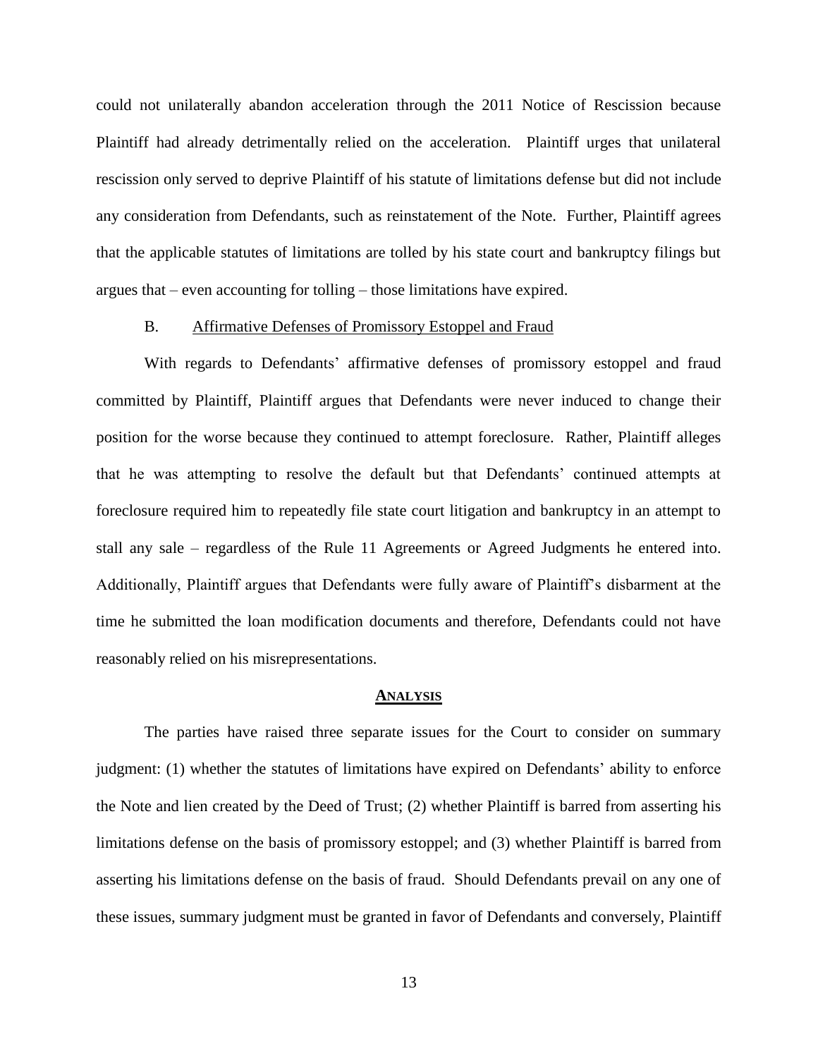could not unilaterally abandon acceleration through the 2011 Notice of Rescission because Plaintiff had already detrimentally relied on the acceleration. Plaintiff urges that unilateral rescission only served to deprive Plaintiff of his statute of limitations defense but did not include any consideration from Defendants, such as reinstatement of the Note. Further, Plaintiff agrees that the applicable statutes of limitations are tolled by his state court and bankruptcy filings but argues that – even accounting for tolling – those limitations have expired.

### B. Affirmative Defenses of Promissory Estoppel and Fraud

With regards to Defendants' affirmative defenses of promissory estoppel and fraud committed by Plaintiff, Plaintiff argues that Defendants were never induced to change their position for the worse because they continued to attempt foreclosure. Rather, Plaintiff alleges that he was attempting to resolve the default but that Defendants' continued attempts at foreclosure required him to repeatedly file state court litigation and bankruptcy in an attempt to stall any sale – regardless of the Rule 11 Agreements or Agreed Judgments he entered into. Additionally, Plaintiff argues that Defendants were fully aware of Plaintiff's disbarment at the time he submitted the loan modification documents and therefore, Defendants could not have reasonably relied on his misrepresentations.

## ANALYSIS

The parties have raised three separate issues for the Court to consider on summary judgment: (1) whether the statutes of limitations have expired on Defendants' ability to enforce the Note and lien created by the Deed of Trust; (2) whether Plaintiff is barred from asserting his limitations defense on the basis of promissory estoppel; and (3) whether Plaintiff is barred from asserting his limitations defense on the basis of fraud. Should Defendants prevail on any one of these issues, summary judgment must be granted in favor of Defendants and conversely, Plaintiff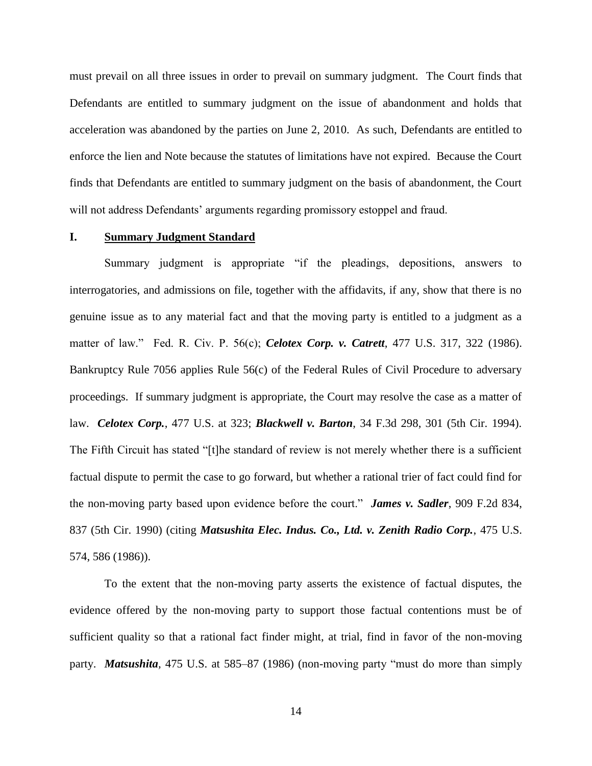must prevail on all three issues in order to prevail on summary judgment. The Court finds that Defendants are entitled to summary judgment on the issue of abandonment and holds that acceleration was abandoned by the parties on June 2, 2010. As such, Defendants are entitled to enforce the lien and Note because the statutes of limitations have not expired. Because the Court finds that Defendants are entitled to summary judgment on the basis of abandonment, the Court will not address Defendants' arguments regarding promissory estoppel and fraud.

## I. Summary Judgment Standard

Summary judgment is appropriate "if the pleadings, depositions, answers to interrogatories, and admissions on file, together with the affidavits, if any, show that there is no genuine issue as to any material fact and that the moving party is entitled to a judgment as a matter of law." Fed. R. Civ. P. 56(c); ***Celotex Corp. v. Catrett***, 477 U.S. 317, 322 (1986). Bankruptcy Rule 7056 applies Rule 56(c) of the Federal Rules of Civil Procedure to adversary proceedings. If summary judgment is appropriate, the Court may resolve the case as a matter of law. ***Celotex Corp.***, 477 U.S. at 323; ***Blackwell v. Barton***, 34 F.3d 298, 301 (5th Cir. 1994). The Fifth Circuit has stated "[t]he standard of review is not merely whether there is a sufficient factual dispute to permit the case to go forward, but whether a rational trier of fact could find for the non-moving party based upon evidence before the court." ***James v. Sadler***, 909 F.2d 834, 837 (5th Cir. 1990) (citing ***Matsushita Elec. Indus. Co., Ltd. v. Zenith Radio Corp.***, 475 U.S. 574, 586 (1986)).

To the extent that the non-moving party asserts the existence of factual disputes, the evidence offered by the non-moving party to support those factual contentions must be of sufficient quality so that a rational fact finder might, at trial, find in favor of the non-moving party. ***Matsushita***, 475 U.S. at 585–87 (1986) (non-moving party "must do more than simply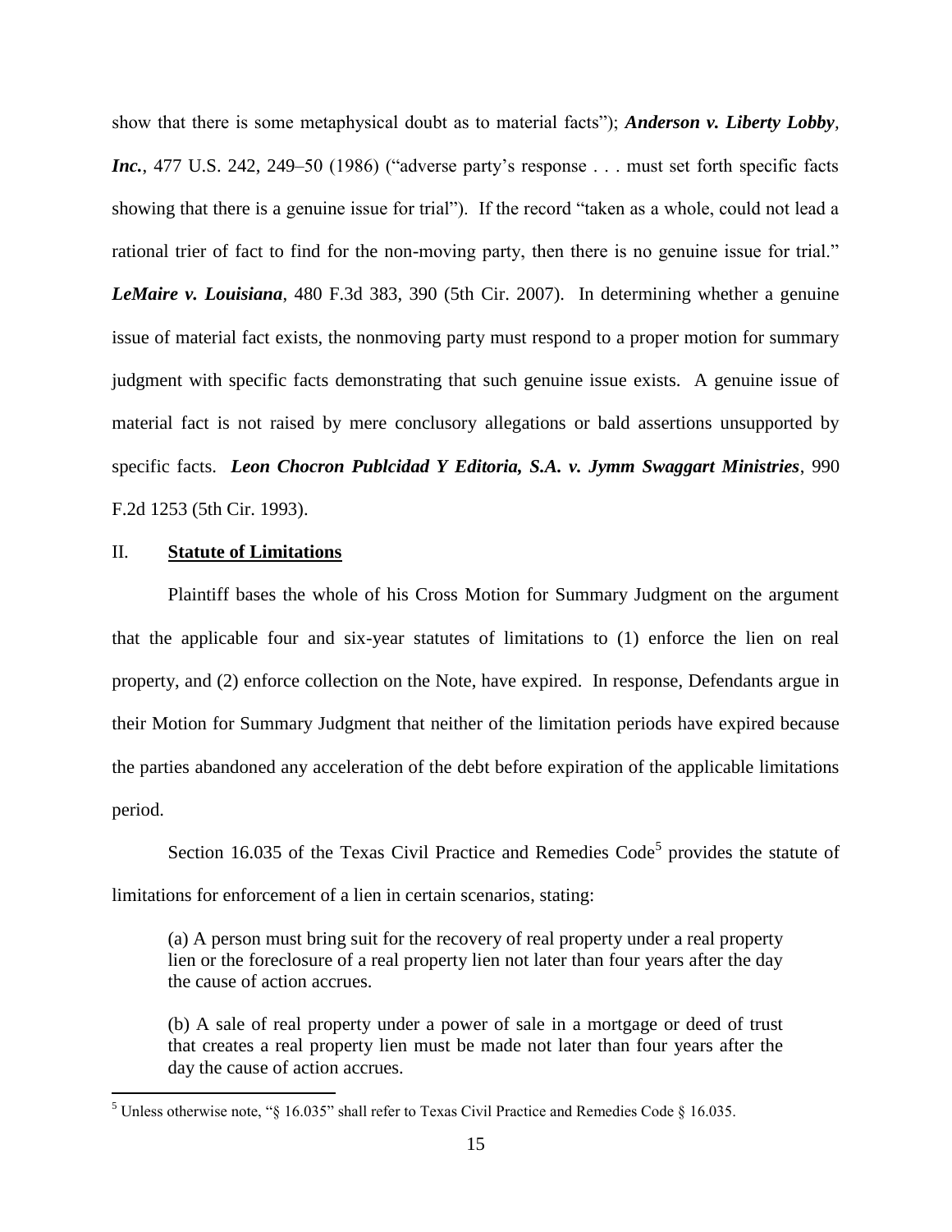show that there is some metaphysical doubt as to material facts"); ***Anderson v. Liberty Lobby, Inc.***, 477 U.S. 242, 249–50 (1986) ("adverse party's response . . . must set forth specific facts showing that there is a genuine issue for trial"). If the record "taken as a whole, could not lead a rational trier of fact to find for the non-moving party, then there is no genuine issue for trial." ***LeMaire v. Louisiana***, 480 F.3d 383, 390 (5th Cir. 2007). In determining whether a genuine issue of material fact exists, the nonmoving party must respond to a proper motion for summary judgment with specific facts demonstrating that such genuine issue exists. A genuine issue of material fact is not raised by mere conclusory allegations or bald assertions unsupported by specific facts. ***Leon Chocron Publcidad Y Editoria, S.A. v. Jymm Swaggart Ministries***, 990 F.2d 1253 (5th Cir. 1993).

## II. **Statute of Limitations**

Plaintiff bases the whole of his Cross Motion for Summary Judgment on the argument that the applicable four and six-year statutes of limitations to (1) enforce the lien on real property, and (2) enforce collection on the Note, have expired. In response, Defendants argue in their Motion for Summary Judgment that neither of the limitation periods have expired because the parties abandoned any acceleration of the debt before expiration of the applicable limitations period.

Section 16.035 of the Texas Civil Practice and Remedies Code[5] provides the statute of limitations for enforcement of a lien in certain scenarios, stating:

> (a) A person must bring suit for the recovery of real property under a real property lien or the foreclosure of a real property lien not later than four years after the day the cause of action accrues.
>
> (b) A sale of real property under a power of sale in a mortgage or deed of trust that creates a real property lien must be made not later than four years after the day the cause of action accrues.

[5] Unless otherwise note, "§ 16.035" shall refer to Texas Civil Practice and Remedies Code § 16.035.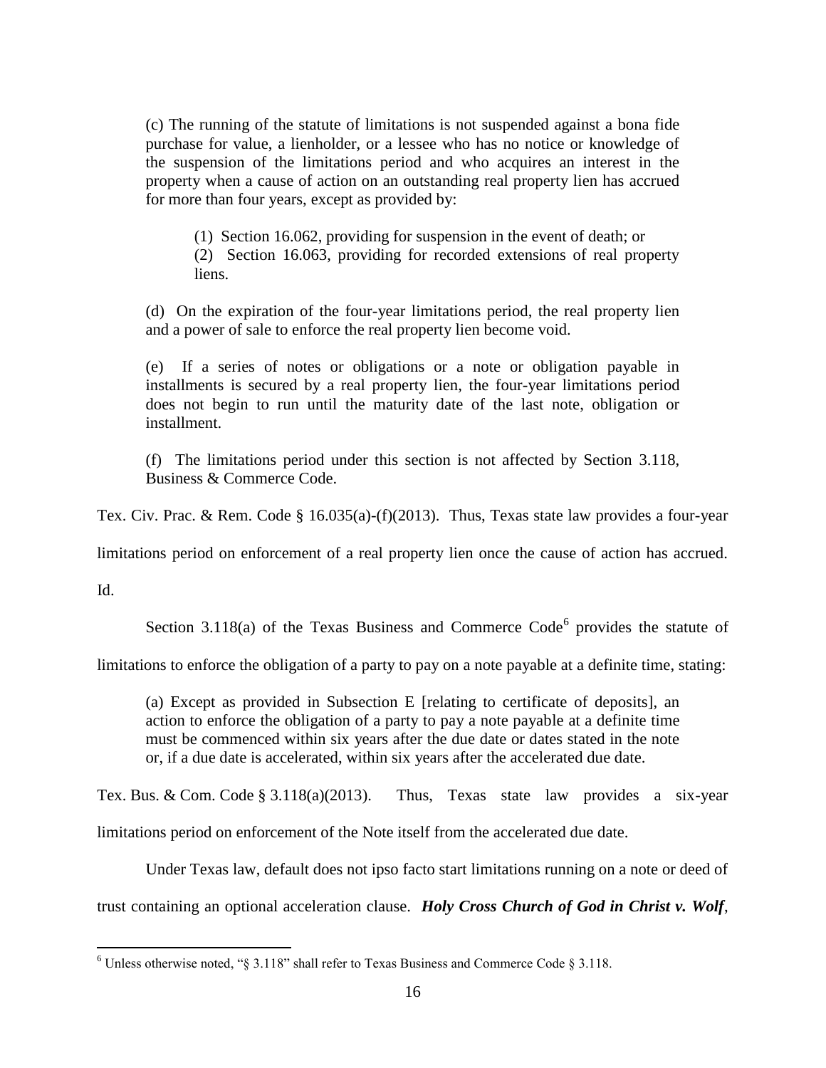> (c) The running of the statute of limitations is not suspended against a bona fide purchase for value, a lienholder, or a lessee who has no notice or knowledge of the suspension of the limitations period and who acquires an interest in the property when a cause of action on an outstanding real property lien has accrued for more than four years, except as provided by:
>
> > (1) Section 16.062, providing for suspension in the event of death; or
> >
> > (2) Section 16.063, providing for recorded extensions of real property liens.
>
> (d) On the expiration of the four-year limitations period, the real property lien and a power of sale to enforce the real property lien become void.
>
> (e) If a series of notes or obligations or a note or obligation payable in installments is secured by a real property lien, the four-year limitations period does not begin to run until the maturity date of the last note, obligation or installment.
>
> (f) The limitations period under this section is not affected by Section 3.118, Business & Commerce Code.

Tex. Civ. Prac. & Rem. Code § 16.035(a)-(f)(2013). Thus, Texas state law provides a four-year limitations period on enforcement of a real property lien once the cause of action has accrued. Id.

Section 3.118(a) of the Texas Business and Commerce Code[6] provides the statute of limitations to enforce the obligation of a party to pay on a note payable at a definite time, stating:

> (a) Except as provided in Subsection E [relating to certificate of deposits], an action to enforce the obligation of a party to pay a note payable at a definite time must be commenced within six years after the due date or dates stated in the note or, if a due date is accelerated, within six years after the accelerated due date.

Tex. Bus. & Com. Code § 3.118(a)(2013). Thus, Texas state law provides a six-year limitations period on enforcement of the Note itself from the accelerated due date.

Under Texas law, default does not ipso facto start limitations running on a note or deed of trust containing an optional acceleration clause. ***Holy Cross Church of God in Christ v. Wolf***,

[6] Unless otherwise noted, "§ 3.118" shall refer to Texas Business and Commerce Code § 3.118.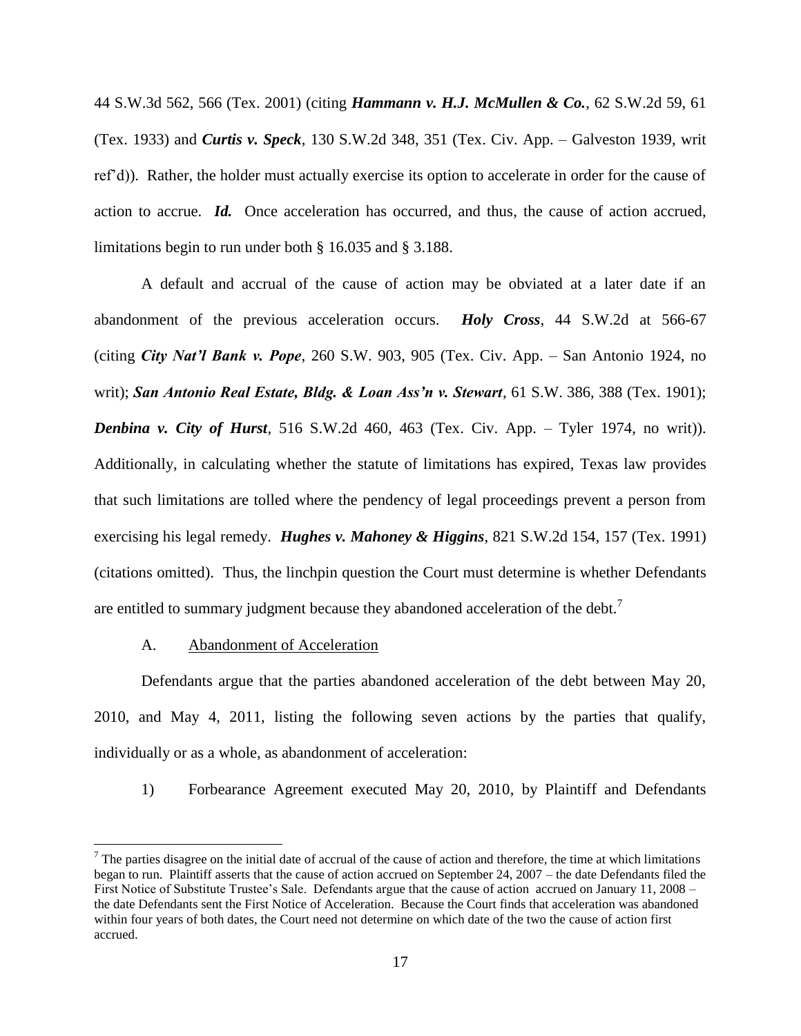44 S.W.3d 562, 566 (Tex. 2001) (citing ***Hammann v. H.J. McMullen & Co.***, 62 S.W.2d 59, 61 (Tex. 1933) and ***Curtis v. Speck***, 130 S.W.2d 348, 351 (Tex. Civ. App. – Galveston 1939, writ ref'd)). Rather, the holder must actually exercise its option to accelerate in order for the cause of action to accrue. ***Id.*** Once acceleration has occurred, and thus, the cause of action accrued, limitations begin to run under both § 16.035 and § 3.188.

A default and accrual of the cause of action may be obviated at a later date if an abandonment of the previous acceleration occurs. ***Holy Cross***, 44 S.W.2d at 566-67 (citing ***City Nat'l Bank v. Pope***, 260 S.W. 903, 905 (Tex. Civ. App. – San Antonio 1924, no writ); ***San Antonio Real Estate, Bldg. & Loan Ass'n v. Stewart***, 61 S.W. 386, 388 (Tex. 1901); ***Denbina v. City of Hurst***, 516 S.W.2d 460, 463 (Tex. Civ. App. – Tyler 1974, no writ)). Additionally, in calculating whether the statute of limitations has expired, Texas law provides that such limitations are tolled where the pendency of legal proceedings prevent a person from exercising his legal remedy. ***Hughes v. Mahoney & Higgins***, 821 S.W.2d 154, 157 (Tex. 1991) (citations omitted). Thus, the linchpin question the Court must determine is whether Defendants are entitled to summary judgment because they abandoned acceleration of the debt.[7]

A. Abandonment of Acceleration

Defendants argue that the parties abandoned acceleration of the debt between May 20, 2010, and May 4, 2011, listing the following seven actions by the parties that qualify, individually or as a whole, as abandonment of acceleration:

1) Forbearance Agreement executed May 20, 2010, by Plaintiff and Defendants

[7] The parties disagree on the initial date of accrual of the cause of action and therefore, the time at which limitations began to run. Plaintiff asserts that the cause of action accrued on September 24, 2007 – the date Defendants filed the First Notice of Substitute Trustee's Sale. Defendants argue that the cause of action accrued on January 11, 2008 – the date Defendants sent the First Notice of Acceleration. Because the Court finds that acceleration was abandoned within four years of both dates, the Court need not determine on which date of the two the cause of action first accrued.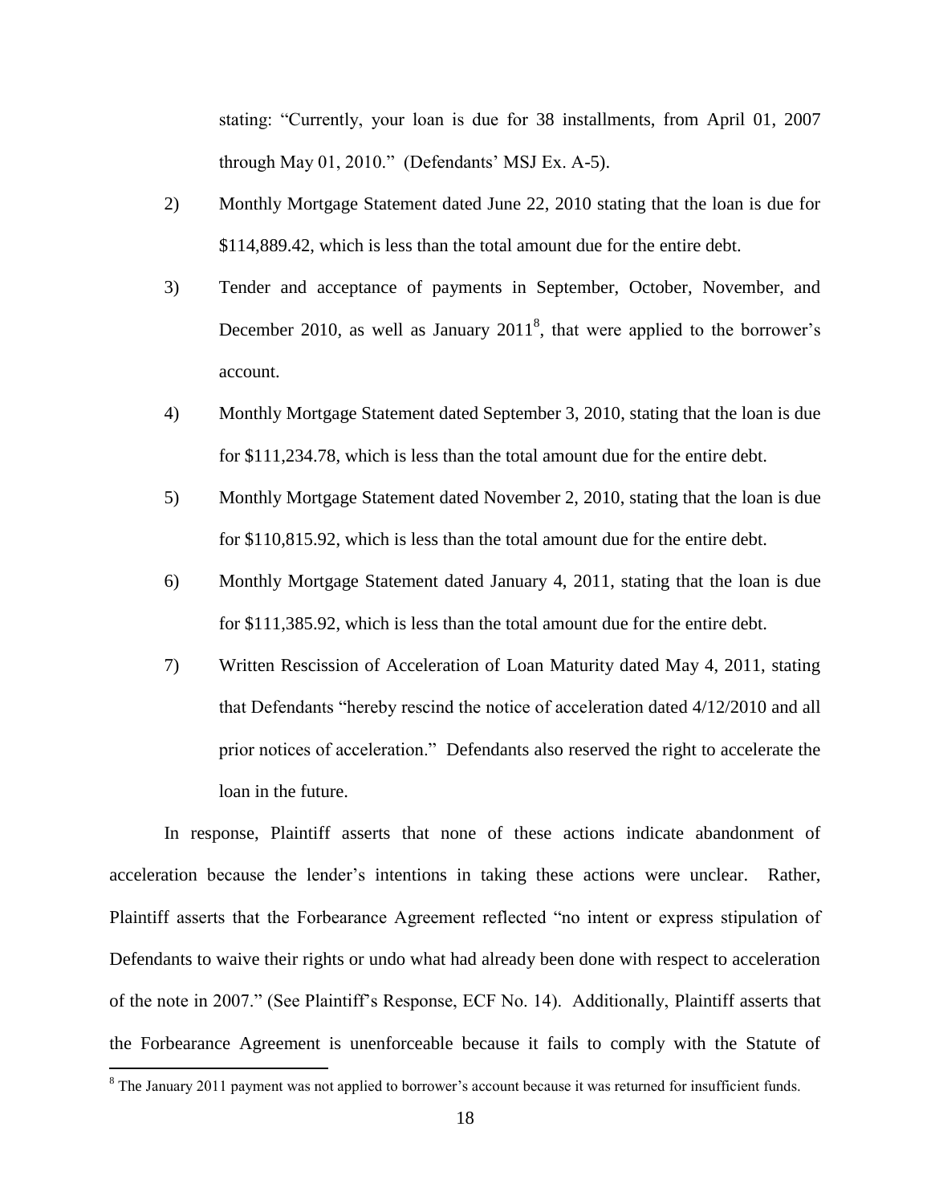stating: "Currently, your loan is due for 38 installments, from April 01, 2007 through May 01, 2010." (Defendants' MSJ Ex. A-5).

2) Monthly Mortgage Statement dated June 22, 2010 stating that the loan is due for $114,889.42, which is less than the total amount due for the entire debt.

3) Tender and acceptance of payments in September, October, November, and December 2010, as well as January 2011[8], that were applied to the borrower's account.

4) Monthly Mortgage Statement dated September 3, 2010, stating that the loan is due for $111,234.78, which is less than the total amount due for the entire debt.

5) Monthly Mortgage Statement dated November 2, 2010, stating that the loan is due for $110,815.92, which is less than the total amount due for the entire debt.

6) Monthly Mortgage Statement dated January 4, 2011, stating that the loan is due for $111,385.92, which is less than the total amount due for the entire debt.

7) Written Rescission of Acceleration of Loan Maturity dated May 4, 2011, stating that Defendants "hereby rescind the notice of acceleration dated 4/12/2010 and all prior notices of acceleration." Defendants also reserved the right to accelerate the loan in the future.

In response, Plaintiff asserts that none of these actions indicate abandonment of acceleration because the lender's intentions in taking these actions were unclear. Rather, Plaintiff asserts that the Forbearance Agreement reflected "no intent or express stipulation of Defendants to waive their rights or undo what had already been done with respect to acceleration of the note in 2007." (See Plaintiff's Response, ECF No. 14). Additionally, Plaintiff asserts that the Forbearance Agreement is unenforceable because it fails to comply with the Statute of

[8] The January 2011 payment was not applied to borrower's account because it was returned for insufficient funds.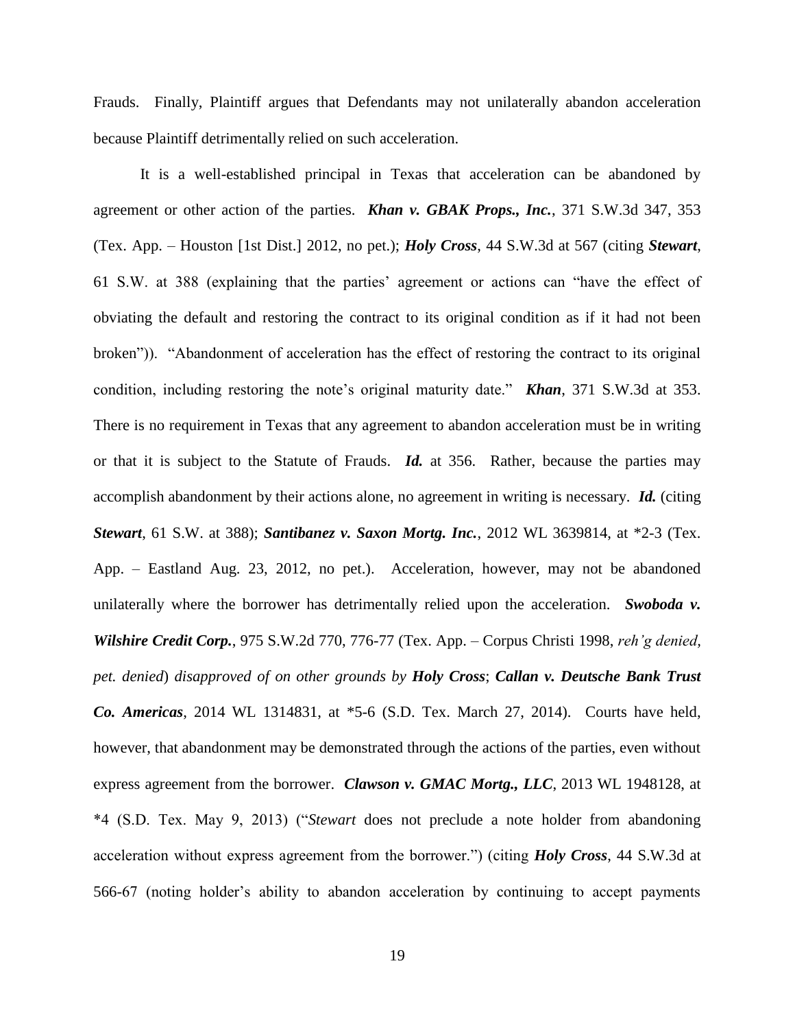Frauds. Finally, Plaintiff argues that Defendants may not unilaterally abandon acceleration because Plaintiff detrimentally relied on such acceleration.

It is a well-established principal in Texas that acceleration can be abandoned by agreement or other action of the parties. ***Khan v. GBAK Props., Inc.***, 371 S.W.3d 347, 353 (Tex. App. – Houston [1st Dist.] 2012, no pet.); ***Holy Cross***, 44 S.W.3d at 567 (citing ***Stewart***, 61 S.W. at 388 (explaining that the parties' agreement or actions can "have the effect of obviating the default and restoring the contract to its original condition as if it had not been broken")). "Abandonment of acceleration has the effect of restoring the contract to its original condition, including restoring the note's original maturity date." ***Khan***, 371 S.W.3d at 353. There is no requirement in Texas that any agreement to abandon acceleration must be in writing or that it is subject to the Statute of Frauds. ***Id.*** at 356. Rather, because the parties may accomplish abandonment by their actions alone, no agreement in writing is necessary. ***Id.*** (citing ***Stewart***, 61 S.W. at 388); ***Santibanez v. Saxon Mortg. Inc.***, 2012 WL 3639814, at *2-3 (Tex. App. – Eastland Aug. 23, 2012, no pet.). Acceleration, however, may not be abandoned unilaterally where the borrower has detrimentally relied upon the acceleration. ***Swoboda v. Wilshire Credit Corp.***, 975 S.W.2d 770, 776-77 (Tex. App. – Corpus Christi 1998, *reh'g denied, pet. denied*) *disapproved of on other grounds by* ***Holy Cross***; ***Callan v. Deutsche Bank Trust Co. Americas***, 2014 WL 1314831, at *5-6 (S.D. Tex. March 27, 2014). Courts have held, however, that abandonment may be demonstrated through the actions of the parties, even without express agreement from the borrower. ***Clawson v. GMAC Mortg., LLC***, 2013 WL 1948128, at *4 (S.D. Tex. May 9, 2013) ("*Stewart* does not preclude a note holder from abandoning acceleration without express agreement from the borrower.") (citing ***Holy Cross***, 44 S.W.3d at 566-67 (noting holder's ability to abandon acceleration by continuing to accept payments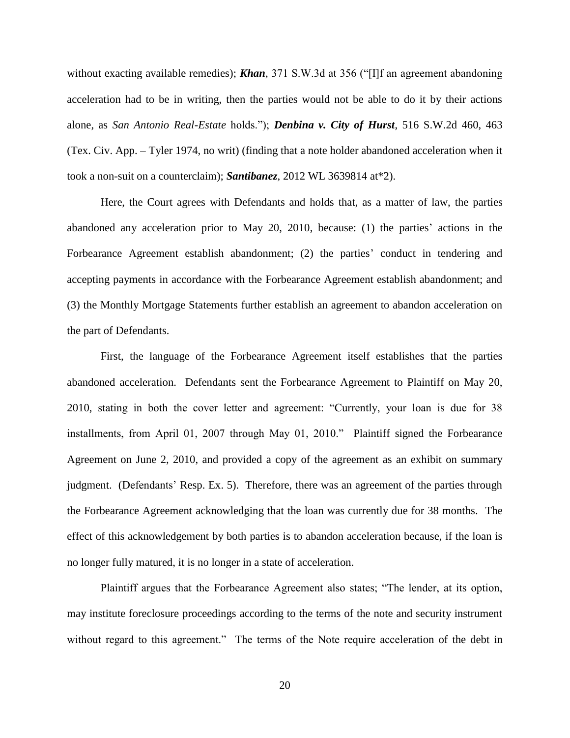without exacting available remedies); ***Khan***, 371 S.W.3d at 356 ("[I]f an agreement abandoning acceleration had to be in writing, then the parties would not be able to do it by their actions alone, as *San Antonio Real-Estate* holds."); ***Denbina v. City of Hurst***, 516 S.W.2d 460, 463 (Tex. Civ. App. – Tyler 1974, no writ) (finding that a note holder abandoned acceleration when it took a non-suit on a counterclaim); ***Santibanez***, 2012 WL 3639814 at*2).

Here, the Court agrees with Defendants and holds that, as a matter of law, the parties abandoned any acceleration prior to May 20, 2010, because: (1) the parties' actions in the Forbearance Agreement establish abandonment; (2) the parties' conduct in tendering and accepting payments in accordance with the Forbearance Agreement establish abandonment; and (3) the Monthly Mortgage Statements further establish an agreement to abandon acceleration on the part of Defendants.

First, the language of the Forbearance Agreement itself establishes that the parties abandoned acceleration. Defendants sent the Forbearance Agreement to Plaintiff on May 20, 2010, stating in both the cover letter and agreement: "Currently, your loan is due for 38 installments, from April 01, 2007 through May 01, 2010." Plaintiff signed the Forbearance Agreement on June 2, 2010, and provided a copy of the agreement as an exhibit on summary judgment. (Defendants' Resp. Ex. 5). Therefore, there was an agreement of the parties through the Forbearance Agreement acknowledging that the loan was currently due for 38 months. The effect of this acknowledgement by both parties is to abandon acceleration because, if the loan is no longer fully matured, it is no longer in a state of acceleration.

Plaintiff argues that the Forbearance Agreement also states; "The lender, at its option, may institute foreclosure proceedings according to the terms of the note and security instrument without regard to this agreement." The terms of the Note require acceleration of the debt in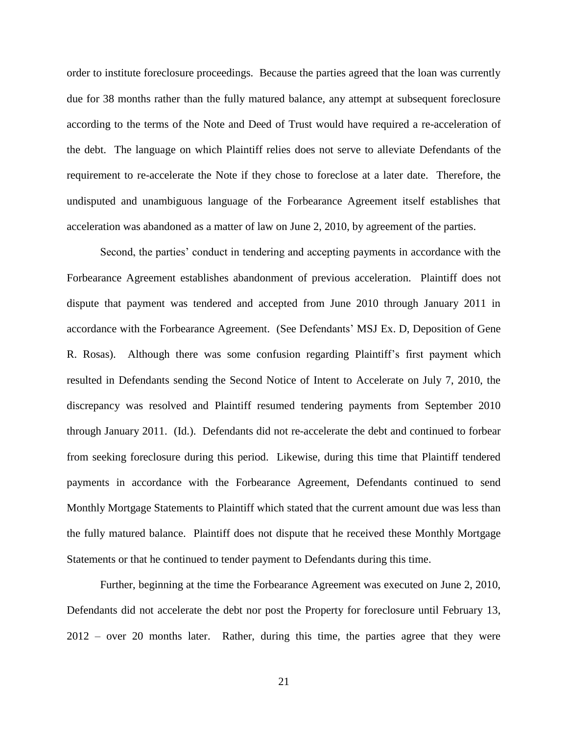order to institute foreclosure proceedings. Because the parties agreed that the loan was currently due for 38 months rather than the fully matured balance, any attempt at subsequent foreclosure according to the terms of the Note and Deed of Trust would have required a re-acceleration of the debt. The language on which Plaintiff relies does not serve to alleviate Defendants of the requirement to re-accelerate the Note if they chose to foreclose at a later date. Therefore, the undisputed and unambiguous language of the Forbearance Agreement itself establishes that acceleration was abandoned as a matter of law on June 2, 2010, by agreement of the parties.

Second, the parties' conduct in tendering and accepting payments in accordance with the Forbearance Agreement establishes abandonment of previous acceleration. Plaintiff does not dispute that payment was tendered and accepted from June 2010 through January 2011 in accordance with the Forbearance Agreement. (See Defendants' MSJ Ex. D, Deposition of Gene R. Rosas). Although there was some confusion regarding Plaintiff's first payment which resulted in Defendants sending the Second Notice of Intent to Accelerate on July 7, 2010, the discrepancy was resolved and Plaintiff resumed tendering payments from September 2010 through January 2011. (Id.). Defendants did not re-accelerate the debt and continued to forbear from seeking foreclosure during this period. Likewise, during this time that Plaintiff tendered payments in accordance with the Forbearance Agreement, Defendants continued to send Monthly Mortgage Statements to Plaintiff which stated that the current amount due was less than the fully matured balance. Plaintiff does not dispute that he received these Monthly Mortgage Statements or that he continued to tender payment to Defendants during this time.

Further, beginning at the time the Forbearance Agreement was executed on June 2, 2010, Defendants did not accelerate the debt nor post the Property for foreclosure until February 13, 2012 – over 20 months later. Rather, during this time, the parties agree that they were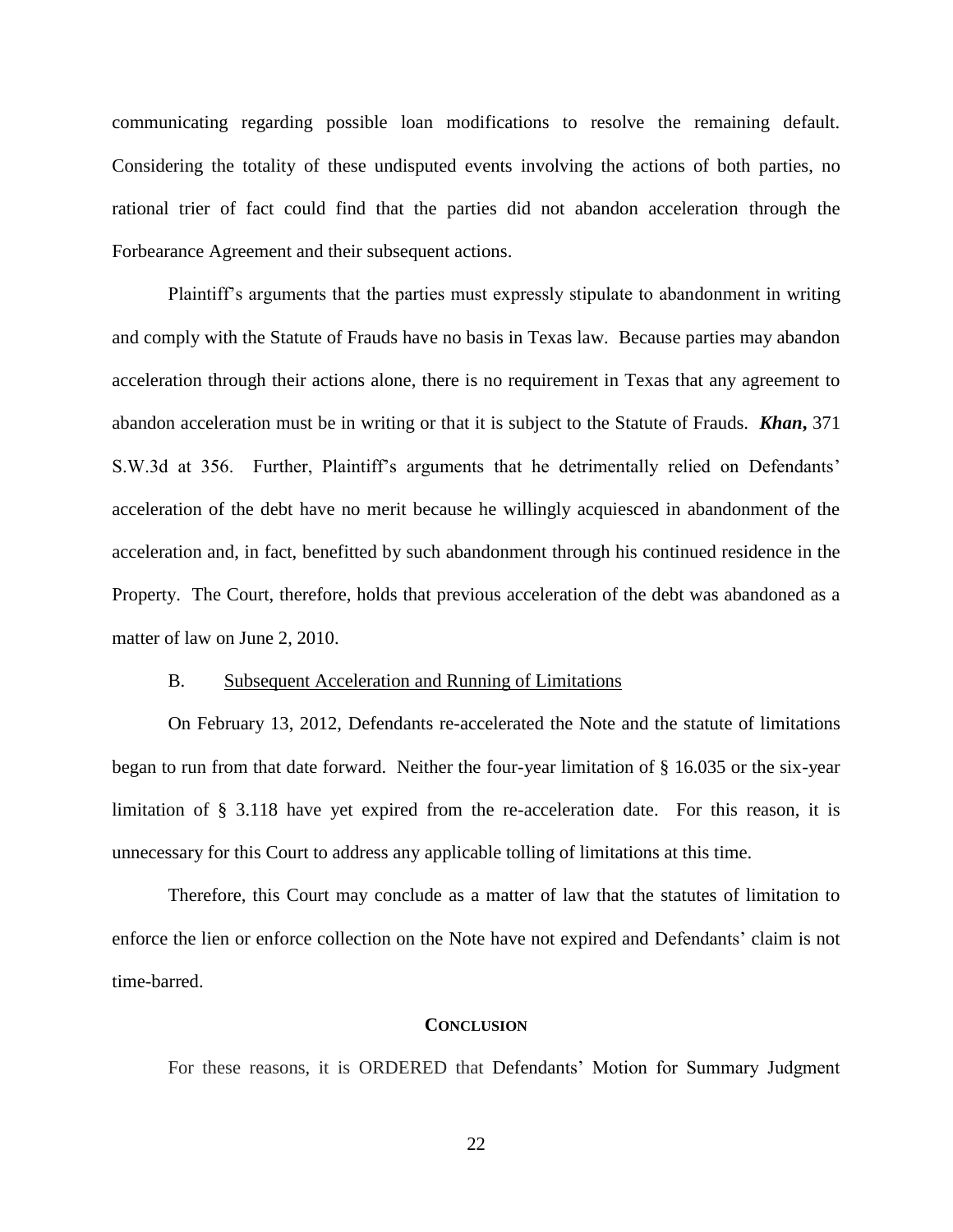communicating regarding possible loan modifications to resolve the remaining default. Considering the totality of these undisputed events involving the actions of both parties, no rational trier of fact could find that the parties did not abandon acceleration through the Forbearance Agreement and their subsequent actions.

Plaintiff's arguments that the parties must expressly stipulate to abandonment in writing and comply with the Statute of Frauds have no basis in Texas law. Because parties may abandon acceleration through their actions alone, there is no requirement in Texas that any agreement to abandon acceleration must be in writing or that it is subject to the Statute of Frauds. ***Khan*,** 371 S.W.3d at 356. Further, Plaintiff's arguments that he detrimentally relied on Defendants' acceleration of the debt have no merit because he willingly acquiesced in abandonment of the acceleration and, in fact, benefitted by such abandonment through his continued residence in the Property. The Court, therefore, holds that previous acceleration of the debt was abandoned as a matter of law on June 2, 2010.

B. Subsequent Acceleration and Running of Limitations

On February 13, 2012, Defendants re-accelerated the Note and the statute of limitations began to run from that date forward. Neither the four-year limitation of § 16.035 or the six-year limitation of § 3.118 have yet expired from the re-acceleration date. For this reason, it is unnecessary for this Court to address any applicable tolling of limitations at this time.

Therefore, this Court may conclude as a matter of law that the statutes of limitation to enforce the lien or enforce collection on the Note have not expired and Defendants' claim is not time-barred.

## CONCLUSION

For these reasons, it is ORDERED that Defendants' Motion for Summary Judgment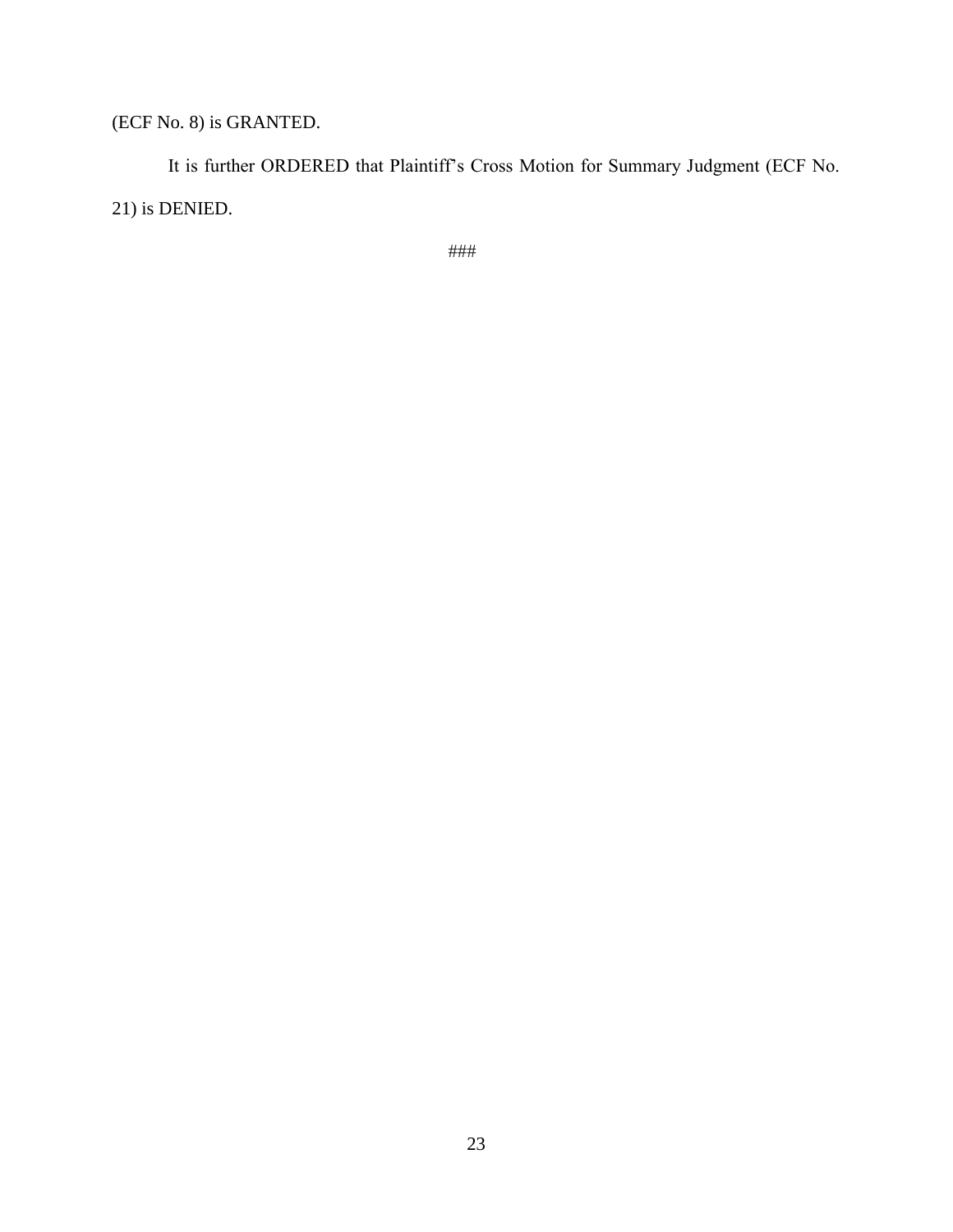(ECF No. 8) is GRANTED.

It is further ORDERED that Plaintiff's Cross Motion for Summary Judgment (ECF No. 21) is DENIED.

###